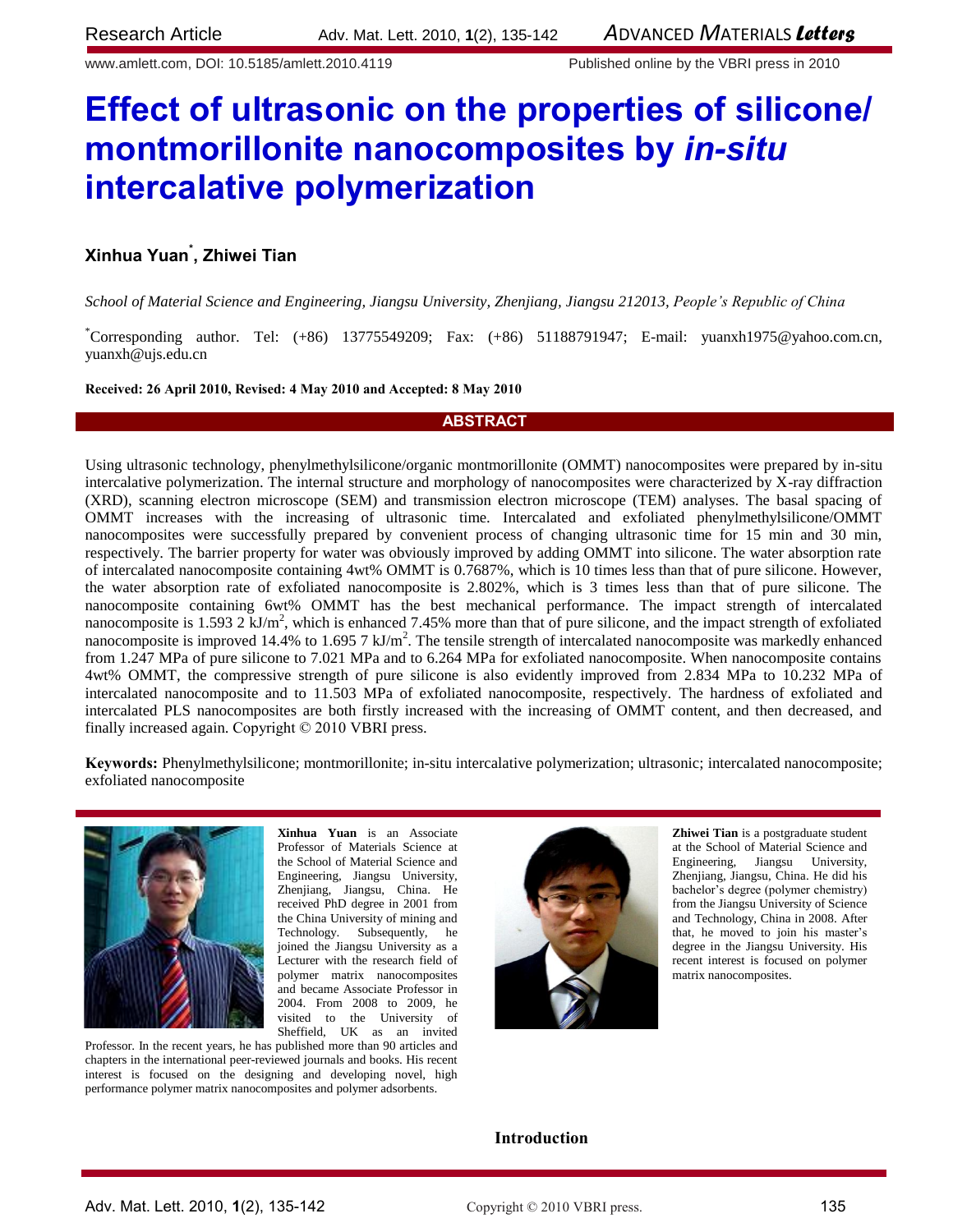# Effect of ultrasonic on the properties of silicone/ montmorillonite nanocomposites by *in-situ* intercalative polymerization

**Xinhua Yuan*, Zhiwei Tian**

*School of Material Science and Engineering, Jiangsu University, Zhenjiang, Jiangsu 212013, People's Republic of China*

*Corresponding author. Tel: (+86) 13775549209; Fax: (+86) 51188791947; E-mail: yuanxh1975@yahoo.com.cn, yuanxh@ujs.edu.cn

**Received: 26 April 2010, Revised: 4 May 2010 and Accepted: 8 May 2010**

## ABSTRACT

Using ultrasonic technology, phenylmethylsilicone/organic montmorillonite (OMMT) nanocomposites were prepared by in-situ intercalative polymerization. The internal structure and morphology of nanocomposites were characterized by X-ray diffraction (XRD), scanning electron microscope (SEM) and transmission electron microscope (TEM) analyses. The basal spacing of OMMT increases with the increasing of ultrasonic time. Intercalated and exfoliated phenylmethylsilicone/OMMT nanocomposites were successfully prepared by convenient process of changing ultrasonic time for 15 min and 30 min, respectively. The barrier property for water was obviously improved by adding OMMT into silicone. The water absorption rate of intercalated nanocomposite containing 4wt% OMMT is 0.7687%, which is 10 times less than that of pure silicone. However, the water absorption rate of exfoliated nanocomposite is 2.802%, which is 3 times less than that of pure silicone. The nanocomposite containing 6wt% OMMT has the best mechanical performance. The impact strength of intercalated nanocomposite is 1.593 2 kJ/m$^2$, which is enhanced 7.45% more than that of pure silicone, and the impact strength of exfoliated nanocomposite is improved 14.4% to 1.695 7 kJ/m$^2$. The tensile strength of intercalated nanocomposite was markedly enhanced from 1.247 MPa of pure silicone to 7.021 MPa and to 6.264 MPa for exfoliated nanocomposite. When nanocomposite contains 4wt% OMMT, the compressive strength of pure silicone is also evidently improved from 2.834 MPa to 10.232 MPa of intercalated nanocomposite and to 11.503 MPa of exfoliated nanocomposite, respectively. The hardness of exfoliated and intercalated PLS nanocomposites are both firstly increased with the increasing of OMMT content, and then decreased, and finally increased again. Copyright © 2010 VBRI press.

**Keywords:** Phenylmethylsilicone; montmorillonite; in-situ intercalative polymerization; ultrasonic; intercalated nanocomposite; exfoliated nanocomposite

**Xinhua Yuan** is an Associate Professor of Materials Science at the School of Material Science and Engineering, Jiangsu University, Zhenjiang, Jiangsu, China. He received PhD degree in 2001 from the China University of mining and Technology. Subsequently, he joined the Jiangsu University as a Lecturer with the research field of polymer matrix nanocomposites and became Associate Professor in 2004. From 2008 to 2009, he visited to the University of Sheffield, UK as an invited Professor. In the recent years, he has published more than 90 articles and chapters in the international peer-reviewed journals and books. His recent interest is focused on the designing and developing novel, high performance polymer matrix nanocomposites and polymer adsorbents.

**Zhiwei Tian** is a postgraduate student at the School of Material Science and Engineering, Jiangsu University, Zhenjiang, Jiangsu, China. He did his bachelor's degree (polymer chemistry) from the Jiangsu University of Science and Technology, China in 2008. After that, he moved to join his master's degree in the Jiangsu University. His recent interest is focused on polymer matrix nanocomposites.

## Introduction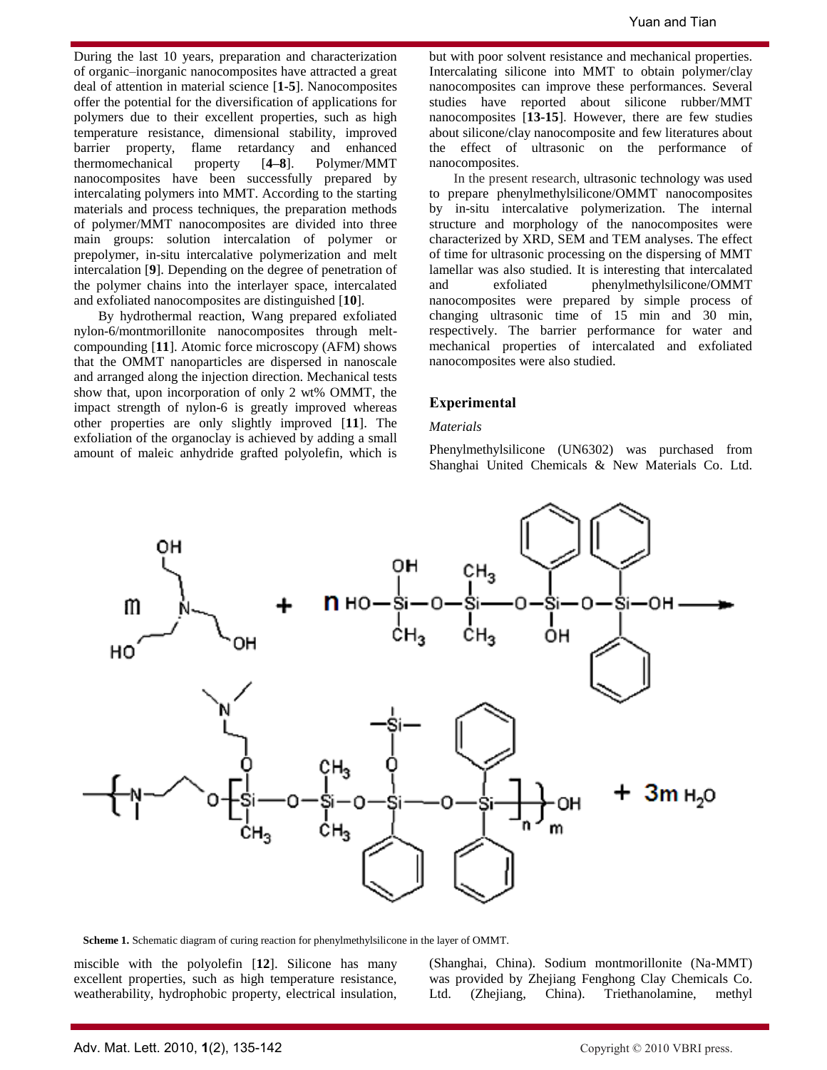During the last 10 years, preparation and characterization of organic–inorganic nanocomposites have attracted a great deal of attention in material science [**1-5**]. Nanocomposites offer the potential for the diversification of applications for polymers due to their excellent properties, such as high temperature resistance, dimensional stability, improved barrier property, flame retardancy and enhanced thermomechanical property [**4–8**]. Polymer/MMT nanocomposites have been successfully prepared by intercalating polymers into MMT. According to the starting materials and process techniques, the preparation methods of polymer/MMT nanocomposites are divided into three main groups: solution intercalation of polymer or prepolymer, in-situ intercalative polymerization and melt intercalation [**9**]. Depending on the degree of penetration of the polymer chains into the interlayer space, intercalated and exfoliated nanocomposites are distinguished [**10**].

By hydrothermal reaction, Wang prepared exfoliated nylon-6/montmorillonite nanocomposites through melt-compounding [**11**]. Atomic force microscopy (AFM) shows that the OMMT nanoparticles are dispersed in nanoscale and arranged along the injection direction. Mechanical tests show that, upon incorporation of only 2 wt% OMMT, the impact strength of nylon-6 is greatly improved whereas other properties are only slightly improved [**11**]. The exfoliation of the organoclay is achieved by adding a small amount of maleic anhydride grafted polyolefin, which is miscible with the polyolefin [**12**]. Silicone has many excellent properties, such as high temperature resistance, weatherability, hydrophobic property, electrical insulation, but with poor solvent resistance and mechanical properties. Intercalating silicone into MMT to obtain polymer/clay nanocomposites can improve these performances. Several studies have reported about silicone rubber/MMT nanocomposites [**13-15**]. However, there are few studies about silicone/clay nanocomposite and few literatures about the effect of ultrasonic on the performance of nanocomposites.

In the present research, ultrasonic technology was used to prepare phenylmethylsilicone/OMMT nanocomposites by in-situ intercalative polymerization. The internal structure and morphology of the nanocomposites were characterized by XRD, SEM and TEM analyses. The effect of time for ultrasonic processing on the dispersing of MMT lamellar was also studied. It is interesting that intercalated and exfoliated phenylmethylsilicone/OMMT nanocomposites were prepared by simple process of changing ultrasonic time of 15 min and 30 min, respectively. The barrier performance for water and mechanical properties of intercalated and exfoliated nanocomposites were also studied.

## Experimental

*Materials*

Phenylmethylsilicone (UN6302) was purchased from Shanghai United Chemicals & New Materials Co. Ltd. (Shanghai, China). Sodium montmorillonite (Na-MMT) was provided by Zhejiang Fenghong Clay Chemicals Co. Ltd. (Zhejiang, China). Triethanolamine, methyl

**Scheme 1.** Schematic diagram of curing reaction for phenylmethylsilicone in the layer of OMMT.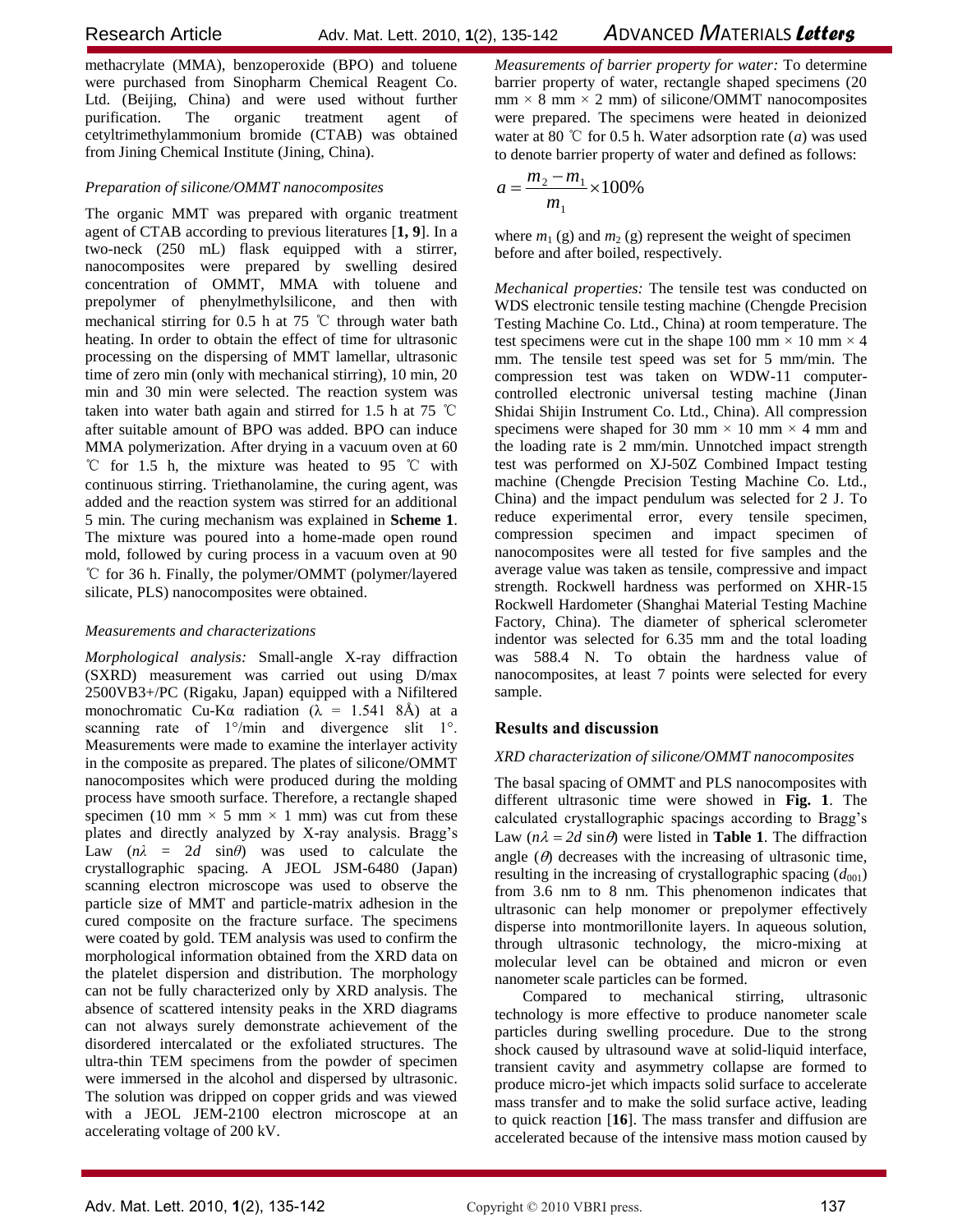methacrylate (MMA), benzoperoxide (BPO) and toluene were purchased from Sinopharm Chemical Reagent Co. Ltd. (Beijing, China) and were used without further purification. The organic treatment agent of cetyltrimethylammonium bromide (CTAB) was obtained from Jining Chemical Institute (Jining, China).

*Preparation of silicone/OMMT nanocomposites*

The organic MMT was prepared with organic treatment agent of CTAB according to previous literatures [**1, 9**]. In a two-neck (250 mL) flask equipped with a stirrer, nanocomposites were prepared by swelling desired concentration of OMMT, MMA with toluene and prepolymer of phenylmethylsilicone, and then with mechanical stirring for 0.5 h at 75 ℃ through water bath heating. In order to obtain the effect of time for ultrasonic processing on the dispersing of MMT lamellar, ultrasonic time of zero min (only with mechanical stirring), 10 min, 20 min and 30 min were selected. The reaction system was taken into water bath again and stirred for 1.5 h at 75 ℃ after suitable amount of BPO was added. BPO can induce MMA polymerization. After drying in a vacuum oven at 60 ℃ for 1.5 h, the mixture was heated to 95 ℃ with continuous stirring. Triethanolamine, the curing agent, was added and the reaction system was stirred for an additional 5 min. The curing mechanism was explained in **Scheme 1**. The mixture was poured into a home-made open round mold, followed by curing process in a vacuum oven at 90 ℃ for 36 h. Finally, the polymer/OMMT (polymer/layered silicate, PLS) nanocomposites were obtained.

*Measurements and characterizations*

*Morphological analysis:* Small-angle X-ray diffraction (SXRD) measurement was carried out using D/max 2500VB3+/PC (Rigaku, Japan) equipped with a Nifiltered monochromatic Cu-Kα radiation ($\lambda$ = 1.541 8Å) at a scanning rate of 1°/min and divergence slit 1°. Measurements were made to examine the interlayer activity in the composite as prepared. The plates of silicone/OMMT nanocomposites which were produced during the molding process have smooth surface. Therefore, a rectangle shaped specimen (10 mm × 5 mm × 1 mm) was cut from these plates and directly analyzed by X-ray analysis. Bragg's Law ($n\lambda = 2d \sin\theta$) was used to calculate the crystallographic spacing. A JEOL JSM-6480 (Japan) scanning electron microscope was used to observe the particle size of MMT and particle-matrix adhesion in the cured composite on the fracture surface. The specimens were coated by gold. TEM analysis was used to confirm the morphological information obtained from the XRD data on the platelet dispersion and distribution. The morphology can not be fully characterized only by XRD analysis. The absence of scattered intensity peaks in the XRD diagrams can not always surely demonstrate achievement of the disordered intercalated or the exfoliated structures. The ultra-thin TEM specimens from the powder of specimen were immersed in the alcohol and dispersed by ultrasonic. The solution was dripped on copper grids and was viewed with a JEOL JEM-2100 electron microscope at an accelerating voltage of 200 kV.

*Measurements of barrier property for water:* To determine barrier property of water, rectangle shaped specimens (20 mm × 8 mm × 2 mm) of silicone/OMMT nanocomposites were prepared. The specimens were heated in deionized water at 80 ℃ for 0.5 h. Water adsorption rate ($a$) was used to denote barrier property of water and defined as follows:

$$a = \frac{m_2 - m_1}{m_1} \times 100\%$$

where $m_1$ (g) and $m_2$ (g) represent the weight of specimen before and after boiled, respectively.

*Mechanical properties:* The tensile test was conducted on WDS electronic tensile testing machine (Chengde Precision Testing Machine Co. Ltd., China) at room temperature. The test specimens were cut in the shape 100 mm × 10 mm × 4 mm. The tensile test speed was set for 5 mm/min. The compression test was taken on WDW-11 computer-controlled electronic universal testing machine (Jinan Shidai Shijin Instrument Co. Ltd., China). All compression specimens were shaped for 30 mm × 10 mm × 4 mm and the loading rate is 2 mm/min. Unnotched impact strength test was performed on XJ-50Z Combined Impact testing machine (Chengde Precision Testing Machine Co. Ltd., China) and the impact pendulum was selected for 2 J. To reduce experimental error, every tensile specimen, compression specimen and impact specimen of nanocomposites were all tested for five samples and the average value was taken as tensile, compressive and impact strength. Rockwell hardness was performed on XHR-15 Rockwell Hardometer (Shanghai Material Testing Machine Factory, China). The diameter of spherical sclerometer indentor was selected for 6.35 mm and the total loading was 588.4 N. To obtain the hardness value of nanocomposites, at least 7 points were selected for every sample.

## Results and discussion

*XRD characterization of silicone/OMMT nanocomposites*

The basal spacing of OMMT and PLS nanocomposites with different ultrasonic time were showed in **Fig. 1**. The calculated crystallographic spacings according to Bragg's Law ($n\lambda = 2d \sin\theta$) were listed in **Table 1**. The diffraction angle ($\theta$) decreases with the increasing of ultrasonic time, resulting in the increasing of crystallographic spacing ($d_{001}$) from 3.6 nm to 8 nm. This phenomenon indicates that ultrasonic can help monomer or prepolymer effectively disperse into montmorillonite layers. In aqueous solution, through ultrasonic technology, the micro-mixing at molecular level can be obtained and micron or even nanometer scale particles can be formed.

Compared to mechanical stirring, ultrasonic technology is more effective to produce nanometer scale particles during swelling procedure. Due to the strong shock caused by ultrasound wave at solid-liquid interface, transient cavity and asymmetry collapse are formed to produce micro-jet which impacts solid surface to accelerate mass transfer and to make the solid surface active, leading to quick reaction [**16**]. The mass transfer and diffusion are accelerated because of the intensive mass motion caused by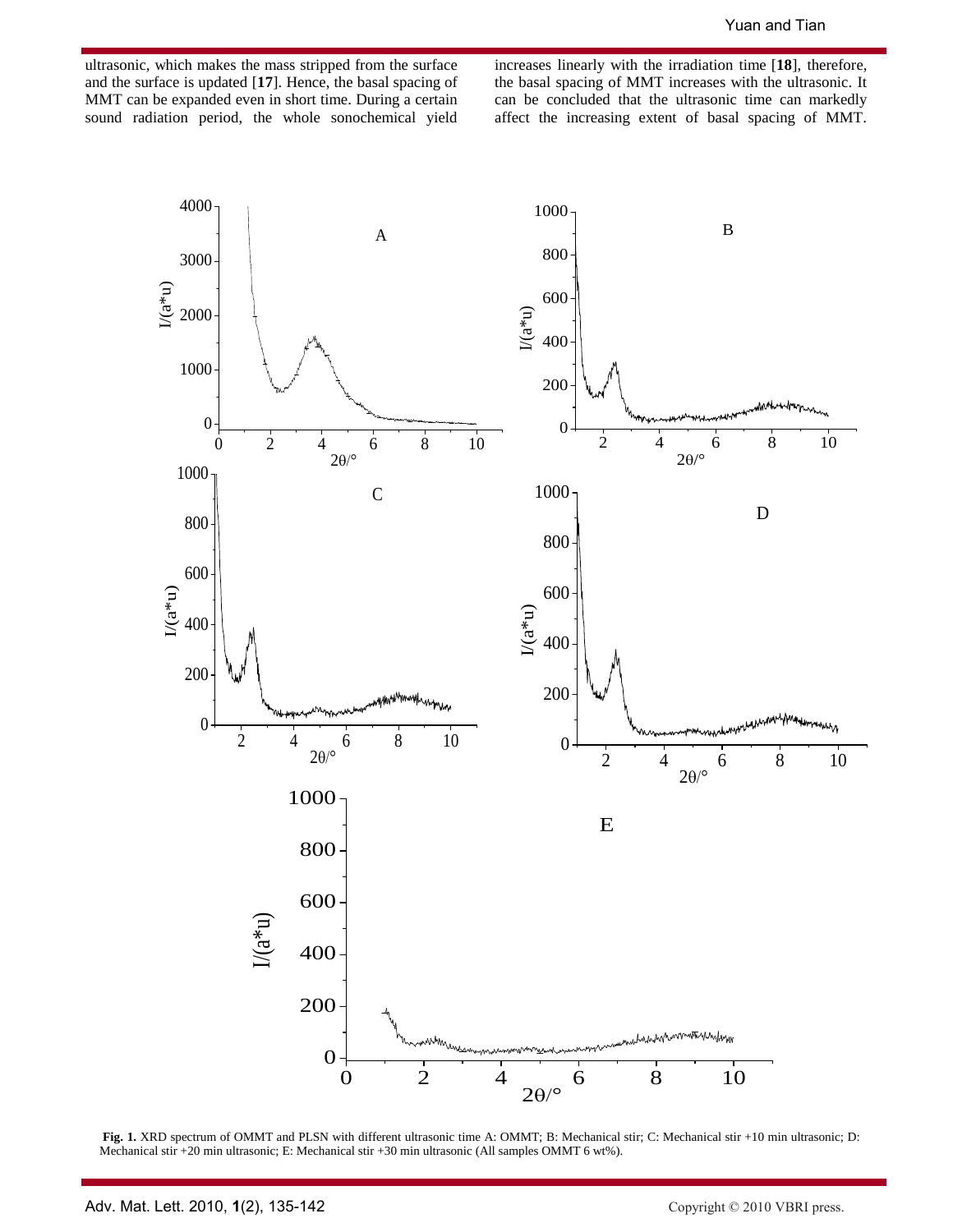ultrasonic, which makes the mass stripped from the surface and the surface is updated [**17**]. Hence, the basal spacing of MMT can be expanded even in short time. During a certain sound radiation period, the whole sonochemical yield increases linearly with the irradiation time [**18**], therefore, the basal spacing of MMT increases with the ultrasonic. It can be concluded that the ultrasonic time can markedly affect the increasing extent of basal spacing of MMT.

**Fig. 1.** XRD spectrum of OMMT and PLSN with different ultrasonic time A: OMMT; B: Mechanical stir; C: Mechanical stir +10 min ultrasonic; D: Mechanical stir +20 min ultrasonic; E: Mechanical stir +30 min ultrasonic (All samples OMMT 6 wt%).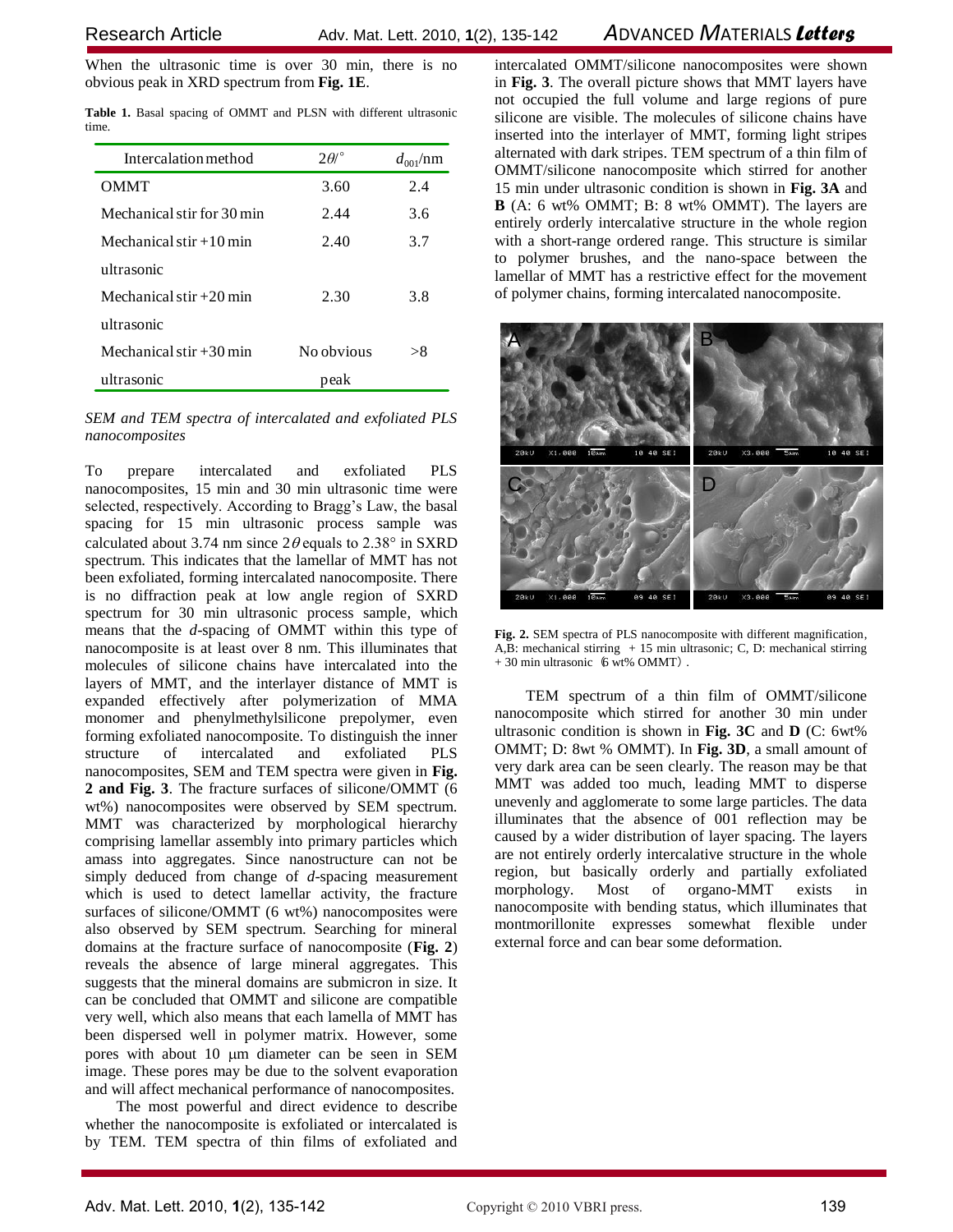When the ultrasonic time is over 30 min, there is no obvious peak in XRD spectrum from **Fig. 1E**.

**Table 1.** Basal spacing of OMMT and PLSN with different ultrasonic time.

| Intercalation method | $2\theta/°$ | $d_{001}$/nm |
|---|---|---|
| OMMT | 3.60 | 2.4 |
| Mechanical stir for 30 min | 2.44 | 3.6 |
| Mechanical stir +10 min ultrasonic | 2.40 | 3.7 |
| Mechanical stir +20 min ultrasonic | 2.30 | 3.8 |
| Mechanical stir +30 min ultrasonic | No obvious peak | >8 |

*SEM and TEM spectra of intercalated and exfoliated PLS nanocomposites*

To prepare intercalated and exfoliated PLS nanocomposites, 15 min and 30 min ultrasonic time were selected, respectively. According to Bragg's Law, the basal spacing for 15 min ultrasonic process sample was calculated about 3.74 nm since $2\theta$ equals to 2.38° in SXRD spectrum. This indicates that the lamellar of MMT has not been exfoliated, forming intercalated nanocomposite. There is no diffraction peak at low angle region of SXRD spectrum for 30 min ultrasonic process sample, which means that the *d*-spacing of OMMT within this type of nanocomposite is at least over 8 nm. This illuminates that molecules of silicone chains have intercalated into the layers of MMT, and the interlayer distance of MMT is expanded effectively after polymerization of MMA monomer and phenylmethylsilicone prepolymer, even forming exfoliated nanocomposite. To distinguish the inner structure of intercalated and exfoliated PLS nanocomposites, SEM and TEM spectra were given in **Fig. 2 and Fig. 3**. The fracture surfaces of silicone/OMMT (6 wt%) nanocomposites were observed by SEM spectrum. MMT was characterized by morphological hierarchy comprising lamellar assembly into primary particles which amass into aggregates. Since nanostructure can not be simply deduced from change of *d*-spacing measurement which is used to detect lamellar activity, the fracture surfaces of silicone/OMMT (6 wt%) nanocomposites were also observed by SEM spectrum. Searching for mineral domains at the fracture surface of nanocomposite (**Fig. 2**) reveals the absence of large mineral aggregates. This suggests that the mineral domains are submicron in size. It can be concluded that OMMT and silicone are compatible very well, which also means that each lamella of MMT has been dispersed well in polymer matrix. However, some pores with about 10 μm diameter can be seen in SEM image. These pores may be due to the solvent evaporation and will affect mechanical performance of nanocomposites.

The most powerful and direct evidence to describe whether the nanocomposite is exfoliated or intercalated is by TEM. TEM spectra of thin films of exfoliated and intercalated OMMT/silicone nanocomposites were shown in **Fig. 3**. The overall picture shows that MMT layers have not occupied the full volume and large regions of pure silicone are visible. The molecules of silicone chains have inserted into the interlayer of MMT, forming light stripes alternated with dark stripes. TEM spectrum of a thin film of OMMT/silicone nanocomposite which stirred for another 15 min under ultrasonic condition is shown in **Fig. 3A** and **B** (A: 6 wt% OMMT; B: 8 wt% OMMT). The layers are entirely orderly intercalative structure in the whole region with a short-range ordered range. This structure is similar to polymer brushes, and the nano-space between the lamellar of MMT has a restrictive effect for the movement of polymer chains, forming intercalated nanocomposite.

**Fig. 2.** SEM spectra of PLS nanocomposite with different magnification, A,B: mechanical stirring + 15 min ultrasonic; C, D: mechanical stirring + 30 min ultrasonic（6 wt% OMMT）.

TEM spectrum of a thin film of OMMT/silicone nanocomposite which stirred for another 30 min under ultrasonic condition is shown in **Fig. 3C** and **D** (C: 6wt% OMMT; D: 8wt % OMMT). In **Fig. 3D**, a small amount of very dark area can be seen clearly. The reason may be that MMT was added too much, leading MMT to disperse unevenly and agglomerate to some large particles. The data illuminates that the absence of 001 reflection may be caused by a wider distribution of layer spacing. The layers are not entirely orderly intercalative structure in the whole region, but basically orderly and partially exfoliated morphology. Most of organo-MMT exists in nanocomposite with bending status, which illuminates that montmorillonite expresses somewhat flexible under external force and can bear some deformation.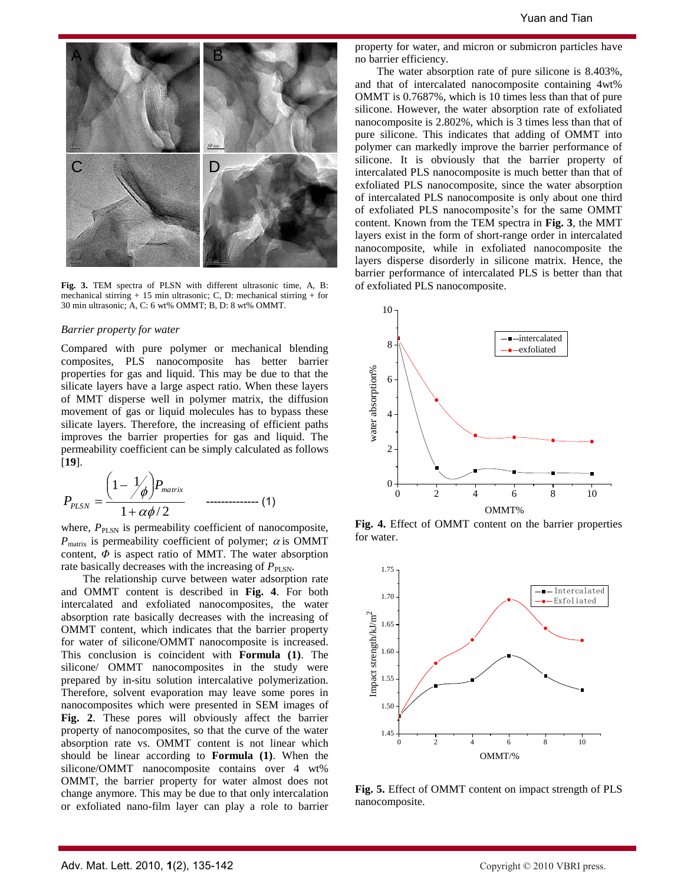Fig. 3. TEM spectra of PLSN with different ultrasonic time, A, B: mechanical stirring + 15 min ultrasonic; C, D: mechanical stirring + for 30 min ultrasonic; A, C: 6 wt% OMMT; B, D: 8 wt% OMMT.

### *Barrier property for water*

Compared with pure polymer or mechanical blending composites, PLS nanocomposite has better barrier properties for gas and liquid. This may be due to that the silicate layers have a large aspect ratio. When these layers of MMT disperse well in polymer matrix, the diffusion movement of gas or liquid molecules has to bypass these silicate layers. Therefore, the increasing of efficient paths improves the barrier properties for gas and liquid. The permeability coefficient can be simply calculated as follows [**19**].

$$P_{PLSN} = \frac{\left(1 - \frac{1}{\phi}\right) P_{matrix}}{1 + \alpha\phi / 2} \qquad \text{-------------- (1)}$$

where, $P_{PLSN}$ is permeability coefficient of nanocomposite, $P_{matrix}$ is permeability coefficient of polymer; $\alpha$ is OMMT content, $\Phi$ is aspect ratio of MMT. The water absorption rate basically decreases with the increasing of $P_{PLSN}$.

The relationship curve between water adsorption rate and OMMT content is described in **Fig. 4**. For both intercalated and exfoliated nanocomposites, the water absorption rate basically decreases with the increasing of OMMT content, which indicates that the barrier property for water of silicone/OMMT nanocomposite is increased. This conclusion is coincident with **Formula (1)**. The silicone/ OMMT nanocomposites in the study were prepared by in-situ solution intercalative polymerization. Therefore, solvent evaporation may leave some pores in nanocomposites which were presented in SEM images of **Fig. 2**. These pores will obviously affect the barrier property of nanocomposites, so that the curve of the water absorption rate vs. OMMT content is not linear which should be linear according to **Formula (1)**. When the silicone/OMMT nanocomposite contains over 4 wt% OMMT, the barrier property for water almost does not change anymore. This may be due to that only intercalation or exfoliated nano-film layer can play a role to barrier property for water, and micron or submicron particles have no barrier efficiency.

The water absorption rate of pure silicone is 8.403%, and that of intercalated nanocomposite containing 4wt% OMMT is 0.7687%, which is 10 times less than that of pure silicone. However, the water absorption rate of exfoliated nanocomposite is 2.802%, which is 3 times less than that of pure silicone. This indicates that adding of OMMT into polymer can markedly improve the barrier performance of silicone. It is obviously that the barrier property of intercalated PLS nanocomposite is much better than that of exfoliated PLS nanocomposite, since the water absorption of intercalated PLS nanocomposite is only about one third of exfoliated PLS nanocomposite's for the same OMMT content. Known from the TEM spectra in **Fig. 3**, the MMT layers exist in the form of short-range order in intercalated nanocomposite, while in exfoliated nanocomposite the layers disperse disorderly in silicone matrix. Hence, the barrier performance of intercalated PLS is better than that of exfoliated PLS nanocomposite.

**Fig. 4.** Effect of OMMT content on the barrier properties for water.

**Fig. 5.** Effect of OMMT content on impact strength of PLS nanocomposite.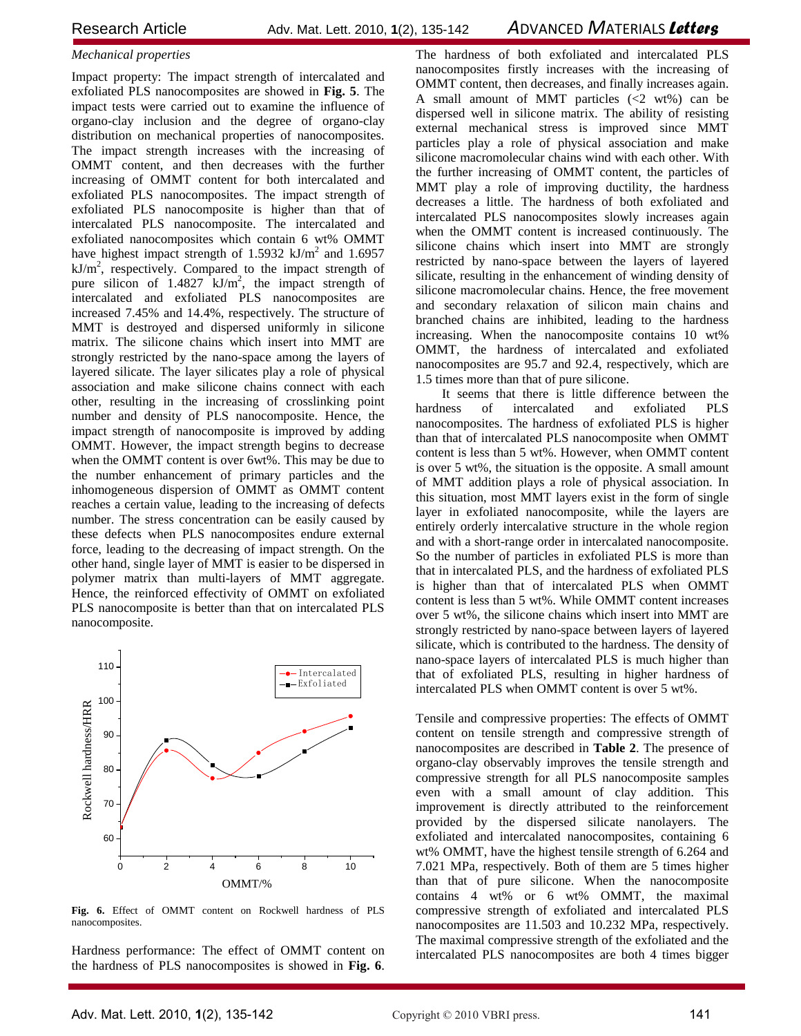*Mechanical properties*

Impact property: The impact strength of intercalated and exfoliated PLS nanocomposites are showed in **Fig. 5**. The impact tests were carried out to examine the influence of organo-clay inclusion and the degree of organo-clay distribution on mechanical properties of nanocomposites. The impact strength increases with the increasing of OMMT content, and then decreases with the further increasing of OMMT content for both intercalated and exfoliated PLS nanocomposites. The impact strength of exfoliated PLS nanocomposite is higher than that of intercalated PLS nanocomposite. The intercalated and exfoliated nanocomposites which contain 6 wt% OMMT have highest impact strength of 1.5932 $kJ/m^2$ and 1.6957 $kJ/m^2$, respectively. Compared to the impact strength of pure silicon of 1.4827 $kJ/m^2$, the impact strength of intercalated and exfoliated PLS nanocomposites are increased 7.45% and 14.4%, respectively. The structure of MMT is destroyed and dispersed uniformly in silicone matrix. The silicone chains which insert into MMT are strongly restricted by the nano-space among the layers of layered silicate. The layer silicates play a role of physical association and make silicone chains connect with each other, resulting in the increasing of crosslinking point number and density of PLS nanocomposite. Hence, the impact strength of nanocomposite is improved by adding OMMT. However, the impact strength begins to decrease when the OMMT content is over 6wt%. This may be due to the number enhancement of primary particles and the inhomogeneous dispersion of OMMT as OMMT content reaches a certain value, leading to the increasing of defects number. The stress concentration can be easily caused by these defects when PLS nanocomposites endure external force, leading to the decreasing of impact strength. On the other hand, single layer of MMT is easier to be dispersed in polymer matrix than multi-layers of MMT aggregate. Hence, the reinforced effectivity of OMMT on exfoliated PLS nanocomposite is better than that on intercalated PLS nanocomposite.

**Fig. 6.** Effect of OMMT content on Rockwell hardness of PLS nanocomposites.

Hardness performance: The effect of OMMT content on the hardness of PLS nanocomposites is showed in **Fig. 6**. The hardness of both exfoliated and intercalated PLS nanocomposites firstly increases with the increasing of OMMT content, then decreases, and finally increases again. A small amount of MMT particles (<2 wt%) can be dispersed well in silicone matrix. The ability of resisting external mechanical stress is improved since MMT particles play a role of physical association and make silicone macromolecular chains wind with each other. With the further increasing of OMMT content, the particles of MMT play a role of improving ductility, the hardness decreases a little. The hardness of both exfoliated and intercalated PLS nanocomposites slowly increases again when the OMMT content is increased continuously. The silicone chains which insert into MMT are strongly restricted by nano-space between the layers of layered silicate, resulting in the enhancement of winding density of silicone macromolecular chains. Hence, the free movement and secondary relaxation of silicon main chains and branched chains are inhibited, leading to the hardness increasing. When the nanocomposite contains 10 wt% OMMT, the hardness of intercalated and exfoliated nanocomposites are 95.7 and 92.4, respectively, which are 1.5 times more than that of pure silicone.

It seems that there is little difference between the hardness of intercalated and exfoliated PLS nanocomposites. The hardness of exfoliated PLS is higher than that of intercalated PLS nanocomposite when OMMT content is less than 5 wt%. However, when OMMT content is over 5 wt%, the situation is the opposite. A small amount of MMT addition plays a role of physical association. In this situation, most MMT layers exist in the form of single layer in exfoliated nanocomposite, while the layers are entirely orderly intercalative structure in the whole region and with a short-range order in intercalated nanocomposite. So the number of particles in exfoliated PLS is more than that in intercalated PLS, and the hardness of exfoliated PLS is higher than that of intercalated PLS when OMMT content is less than 5 wt%. While OMMT content increases over 5 wt%, the silicone chains which insert into MMT are strongly restricted by nano-space between layers of layered silicate, which is contributed to the hardness. The density of nano-space layers of intercalated PLS is much higher than that of exfoliated PLS, resulting in higher hardness of intercalated PLS when OMMT content is over 5 wt%.

Tensile and compressive properties: The effects of OMMT content on tensile strength and compressive strength of nanocomposites are described in **Table 2**. The presence of organo-clay observably improves the tensile strength and compressive strength for all PLS nanocomposite samples even with a small amount of clay addition. This improvement is directly attributed to the reinforcement provided by the dispersed silicate nanolayers. The exfoliated and intercalated nanocomposites, containing 6 wt% OMMT, have the highest tensile strength of 6.264 and 7.021 MPa, respectively. Both of them are 5 times higher than that of pure silicone. When the nanocomposite contains 4 wt% or 6 wt% OMMT, the maximal compressive strength of exfoliated and intercalated PLS nanocomposites are 11.503 and 10.232 MPa, respectively. The maximal compressive strength of the exfoliated and the intercalated PLS nanocomposites are both 4 times bigger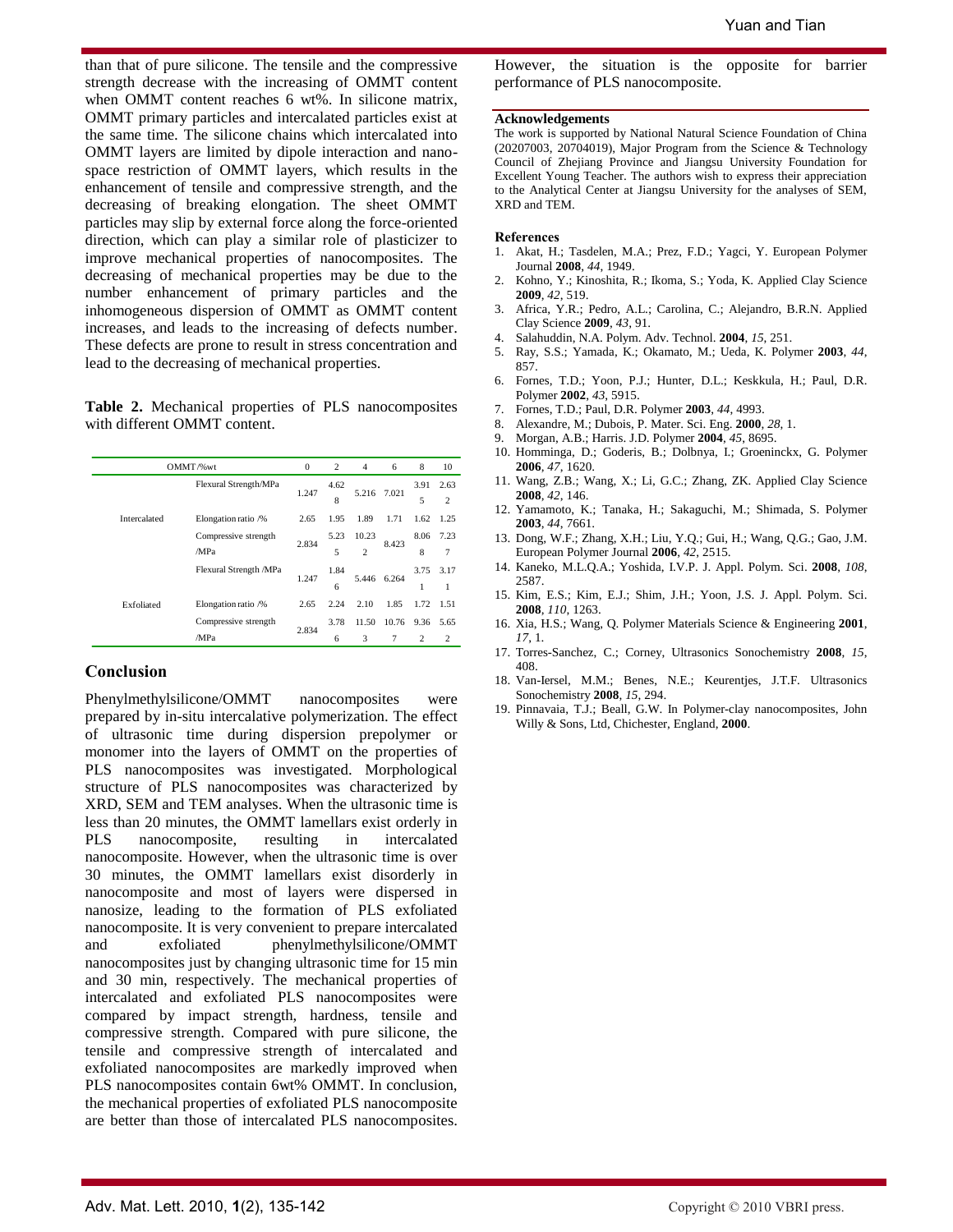than that of pure silicone. The tensile and the compressive strength decrease with the increasing of OMMT content when OMMT content reaches 6 wt%. In silicone matrix, OMMT primary particles and intercalated particles exist at the same time. The silicone chains which intercalated into OMMT layers are limited by dipole interaction and nano-space restriction of OMMT layers, which results in the enhancement of tensile and compressive strength, and the decreasing of breaking elongation. The sheet OMMT particles may slip by external force along the force-oriented direction, which can play a similar role of plasticizer to improve mechanical properties of nanocomposites. The decreasing of mechanical properties may be due to the number enhancement of primary particles and the inhomogeneous dispersion of OMMT as OMMT content increases, and leads to the increasing of defects number. These defects are prone to result in stress concentration and lead to the decreasing of mechanical properties.

**Table 2.** Mechanical properties of PLS nanocomposites with different OMMT content.

| OMMT /%wt | | 0 | 2 | 4 | 6 | 8 | 10 |
|---|---|---|---|---|---|---|---|
| Intercalated | Flexural Strength/MPa | 1.247 | 4.628 | 5.216 | 7.021 | 3.915 | 2.632 |
| | Elongation ratio /% | 2.65 | 1.95 | 1.89 | 1.71 | 1.62 | 1.25 |
| | Compressive strength /MPa | 2.834 | 5.235 | 10.232 | 8.423 | 8.068 | 7.237 |
| Exfoliated | Flexural Strength /MPa | 1.247 | 1.846 | 5.446 | 6.264 | 3.751 | 3.171 |
| | Elongation ratio /% | 2.65 | 2.24 | 2.10 | 1.85 | 1.72 | 1.51 |
| | Compressive strength /MPa | 2.834 | 3.786 | 11.503 | 10.767 | 9.362 | 5.652 |

## Conclusion

Phenylmethylsilicone/OMMT nanocomposites were prepared by in-situ intercalative polymerization. The effect of ultrasonic time during dispersion prepolymer or monomer into the layers of OMMT on the properties of PLS nanocomposites was investigated. Morphological structure of PLS nanocomposites was characterized by XRD, SEM and TEM analyses. When the ultrasonic time is less than 20 minutes, the OMMT lamellars exist orderly in PLS nanocomposite, resulting in intercalated nanocomposite. However, when the ultrasonic time is over 30 minutes, the OMMT lamellars exist disorderly in nanocomposite and most of layers were dispersed in nanosize, leading to the formation of PLS exfoliated nanocomposite. It is very convenient to prepare intercalated and exfoliated phenylmethylsilicone/OMMT nanocomposites just by changing ultrasonic time for 15 min and 30 min, respectively. The mechanical properties of intercalated and exfoliated PLS nanocomposites were compared by impact strength, hardness, tensile and compressive strength. Compared with pure silicone, the tensile and compressive strength of intercalated and exfoliated nanocomposites are markedly improved when PLS nanocomposites contain 6wt% OMMT. In conclusion, the mechanical properties of exfoliated PLS nanocomposite are better than those of intercalated PLS nanocomposites. However, the situation is the opposite for barrier performance of PLS nanocomposite.

### Acknowledgements

The work is supported by National Natural Science Foundation of China (20207003, 20704019), Major Program from the Science & Technology Council of Zhejiang Province and Jiangsu University Foundation for Excellent Young Teacher. The authors wish to express their appreciation to the Analytical Center at Jiangsu University for the analyses of SEM, XRD and TEM.

### References

1. Akat, H.; Tasdelen, M.A.; Prez, F.D.; Yagci, Y. European Polymer Journal **2008**, *44*, 1949.
2. Kohno, Y.; Kinoshita, R.; Ikoma, S.; Yoda, K. Applied Clay Science **2009**, *42*, 519.
3. Africa, Y.R.; Pedro, A.L.; Carolina, C.; Alejandro, B.R.N. Applied Clay Science **2009**, *43*, 91.
4. Salahuddin, N.A. Polym. Adv. Technol. **2004**, *15*, 251.
5. Ray, S.S.; Yamada, K.; Okamato, M.; Ueda, K. Polymer **2003**, *44*, 857.
6. Fornes, T.D.; Yoon, P.J.; Hunter, D.L.; Keskkula, H.; Paul, D.R. Polymer **2002**, *43*, 5915.
7. Fornes, T.D.; Paul, D.R. Polymer **2003**, *44*, 4993.
8. Alexandre, M.; Dubois, P. Mater. Sci. Eng. **2000**, *28*, 1.
9. Morgan, A.B.; Harris. J.D. Polymer **2004**, *45*, 8695.
10. Homminga, D.; Goderis, B.; Dolbnya, I.; Groeninckx, G. Polymer **2006**, *47*, 1620.
11. Wang, Z.B.; Wang, X.; Li, G.C.; Zhang, ZK. Applied Clay Science **2008**, *42*, 146.
12. Yamamoto, K.; Tanaka, H.; Sakaguchi, M.; Shimada, S. Polymer **2003**, *44*, 7661.
13. Dong, W.F.; Zhang, X.H.; Liu, Y.Q.; Gui, H.; Wang, Q.G.; Gao, J.M. European Polymer Journal **2006**, *42*, 2515.
14. Kaneko, M.L.Q.A.; Yoshida, I.V.P. J. Appl. Polym. Sci. **2008**, *108*, 2587.
15. Kim, E.S.; Kim, E.J.; Shim, J.H.; Yoon, J.S. J. Appl. Polym. Sci. **2008**, *110*, 1263.
16. Xia, H.S.; Wang, Q. Polymer Materials Science & Engineering **2001**, *17*, 1.
17. Torres-Sanchez, C.; Corney, Ultrasonics Sonochemistry **2008**, *15*, 408.
18. Van-Iersel, M.M.; Benes, N.E.; Keurentjes, J.T.F. Ultrasonics Sonochemistry **2008**, *15*, 294.
19. Pinnavaia, T.J.; Beall, G.W. In Polymer-clay nanocomposites, John Willy & Sons, Ltd, Chichester, England, **2000**.